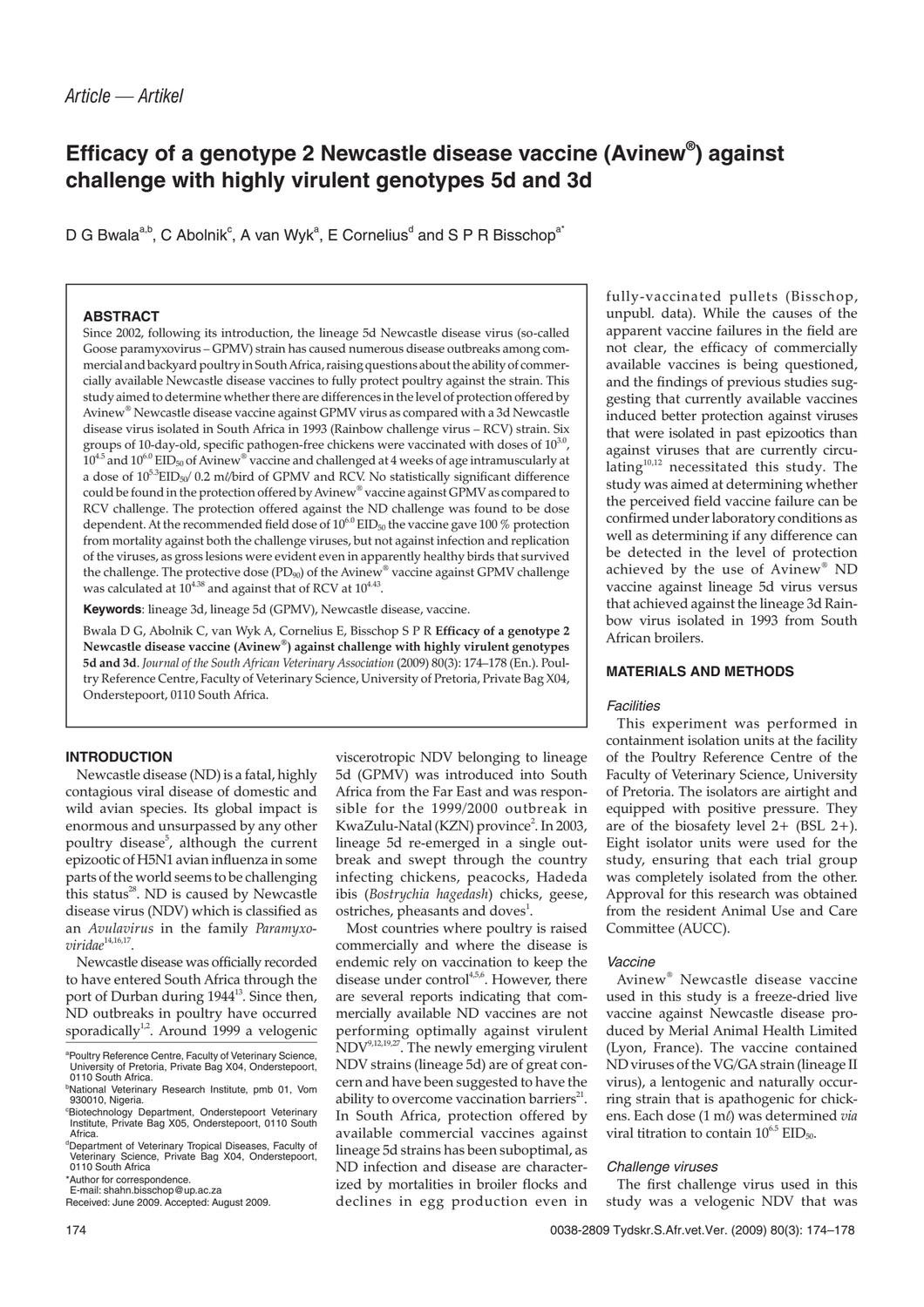*Article — Artikel*

# Efficacy of a genotype 2 Newcastle disease vaccine (Avinew®) against challenge with highly virulent genotypes 5d and 3d

D G Bwala[a,b], C Abolnik[c], A van Wyk[a], E Cornelius[d] and S P R Bisschop[a*]

## ABSTRACT

Since 2002, following its introduction, the lineage 5d Newcastle disease virus (so-called Goose paramyxovirus – GPMV) strain has caused numerous disease outbreaks among commercial and backyard poultry in South Africa, raising questions about the ability of commercially available Newcastle disease vaccines to fully protect poultry against the strain. This study aimed to determine whether there are differences in the level of protection offered by Avinew® Newcastle disease vaccine against GPMV virus as compared with a 3d Newcastle disease virus isolated in South Africa in 1993 (Rainbow challenge virus – RCV) strain. Six groups of 10-day-old, specific pathogen-free chickens were vaccinated with doses of $10^{3.0}$, $10^{4.5}$ and $10^{6.0}$ $EID_{50}$ of Avinew® vaccine and challenged at 4 weeks of age intramuscularly at a dose of $10^{5.3} EID_{50}$/ 0.2 mℓ/bird of GPMV and RCV. No statistically significant difference could be found in the protection offered by Avinew® vaccine against GPMV as compared to RCV challenge. The protection offered against the ND challenge was found to be dose dependent. At the recommended field dose of $10^{6.0}$ $EID_{50}$ the vaccine gave 100 % protection from mortality against both the challenge viruses, but not against infection and replication of the viruses, as gross lesions were evident even in apparently healthy birds that survived the challenge. The protective dose ($PD_{90}$) of the Avinew® vaccine against GPMV challenge was calculated at $10^{4.38}$ and against that of RCV at $10^{4.43}$.

**Keywords**: lineage 3d, lineage 5d (GPMV), Newcastle disease, vaccine.

Bwala D G, Abolnik C, van Wyk A, Cornelius E, Bisschop S P R **Efficacy of a genotype 2 Newcastle disease vaccine (Avinew®) against challenge with highly virulent genotypes 5d and 3d**. *Journal of the South African Veterinary Association* (2009) 80(3): 174–178 (En.). Poultry Reference Centre, Faculty of Veterinary Science, University of Pretoria, Private Bag X04, Onderstepoort, 0110 South Africa.

## INTRODUCTION

Newcastle disease (ND) is a fatal, highly contagious viral disease of domestic and wild avian species. Its global impact is enormous and unsurpassed by any other poultry disease[5], although the current epizootic of H5N1 avian influenza in some parts of the world seems to be challenging this status[28]. ND is caused by Newcastle disease virus (NDV) which is classified as an *Avulavirus* in the family *Paramyxoviridae*[14,16,17].

Newcastle disease was officially recorded to have entered South Africa through the port of Durban during 1944[13]. Since then, ND outbreaks in poultry have occurred sporadically[1,2]. Around 1999 a velogenic viscerotropic NDV belonging to lineage 5d (GPMV) was introduced into South Africa from the Far East and was responsible for the 1999/2000 outbreak in KwaZulu-Natal (KZN) province[2]. In 2003, lineage 5d re-emerged in a single outbreak and swept through the country infecting chickens, peacocks, Hadeda ibis (*Bostrychia hagedash*) chicks, geese, ostriches, pheasants and doves[1].

Most countries where poultry is raised commercially and where the disease is endemic rely on vaccination to keep the disease under control[4,5,6]. However, there are several reports indicating that commercially available ND vaccines are not performing optimally against virulent NDV[9,12,19,27]. The newly emerging virulent NDV strains (lineage 5d) are of great concern and have been suggested to have the ability to overcome vaccination barriers[21]. In South Africa, protection offered by available commercial vaccines against lineage 5d strains has been suboptimal, as ND infection and disease are characterized by mortalities in broiler flocks and declines in egg production even in fully-vaccinated pullets (Bisschop, unpubl. data). While the causes of the apparent vaccine failures in the field are not clear, the efficacy of commercially available vaccines is being questioned, and the findings of previous studies suggesting that currently available vaccines induced better protection against viruses that were isolated in past epizootics than against viruses that are currently circulating[10,12] necessitated this study. The study was aimed at determining whether the perceived field vaccine failure can be confirmed under laboratory conditions as well as determining if any difference can be detected in the level of protection achieved by the use of Avinew® ND vaccine against lineage 5d virus versus that achieved against the lineage 3d Rainbow virus isolated in 1993 from South African broilers.

## MATERIALS AND METHODS

### *Facilities*

This experiment was performed in containment isolation units at the facility of the Poultry Reference Centre of the Faculty of Veterinary Science, University of Pretoria. The isolators are airtight and equipped with positive pressure. They are of the biosafety level 2+ (BSL 2+). Eight isolator units were used for the study, ensuring that each trial group was completely isolated from the other. Approval for this research was obtained from the resident Animal Use and Care Committee (AUCC).

### *Vaccine*

Avinew® Newcastle disease vaccine used in this study is a freeze-dried live vaccine against Newcastle disease produced by Merial Animal Health Limited (Lyon, France). The vaccine contained ND viruses of the VG/GA strain (lineage II virus), a lentogenic and naturally occurring strain that is apathogenic for chickens. Each dose (1 mℓ) was determined *via* viral titration to contain $10^{6.5}$ $EID_{50}$.

### *Challenge viruses*

The first challenge virus used in this study was a velogenic NDV that was

---

[a]Poultry Reference Centre, Faculty of Veterinary Science, University of Pretoria, Private Bag X04, Onderstepoort, 0110 South Africa.

[b]National Veterinary Research Institute, pmb 01, Vom 930010, Nigeria.

[c]Biotechnology Department, Onderstepoort Veterinary Institute, Private Bag X05, Onderstepoort, 0110 South Africa.

[d]Department of Veterinary Tropical Diseases, Faculty of Veterinary Science, Private Bag X04, Onderstepoort, 0110 South Africa

*Author for correspondence.
E-mail: shahn.bisschop@up.ac.za

Received: June 2009. Accepted: August 2009.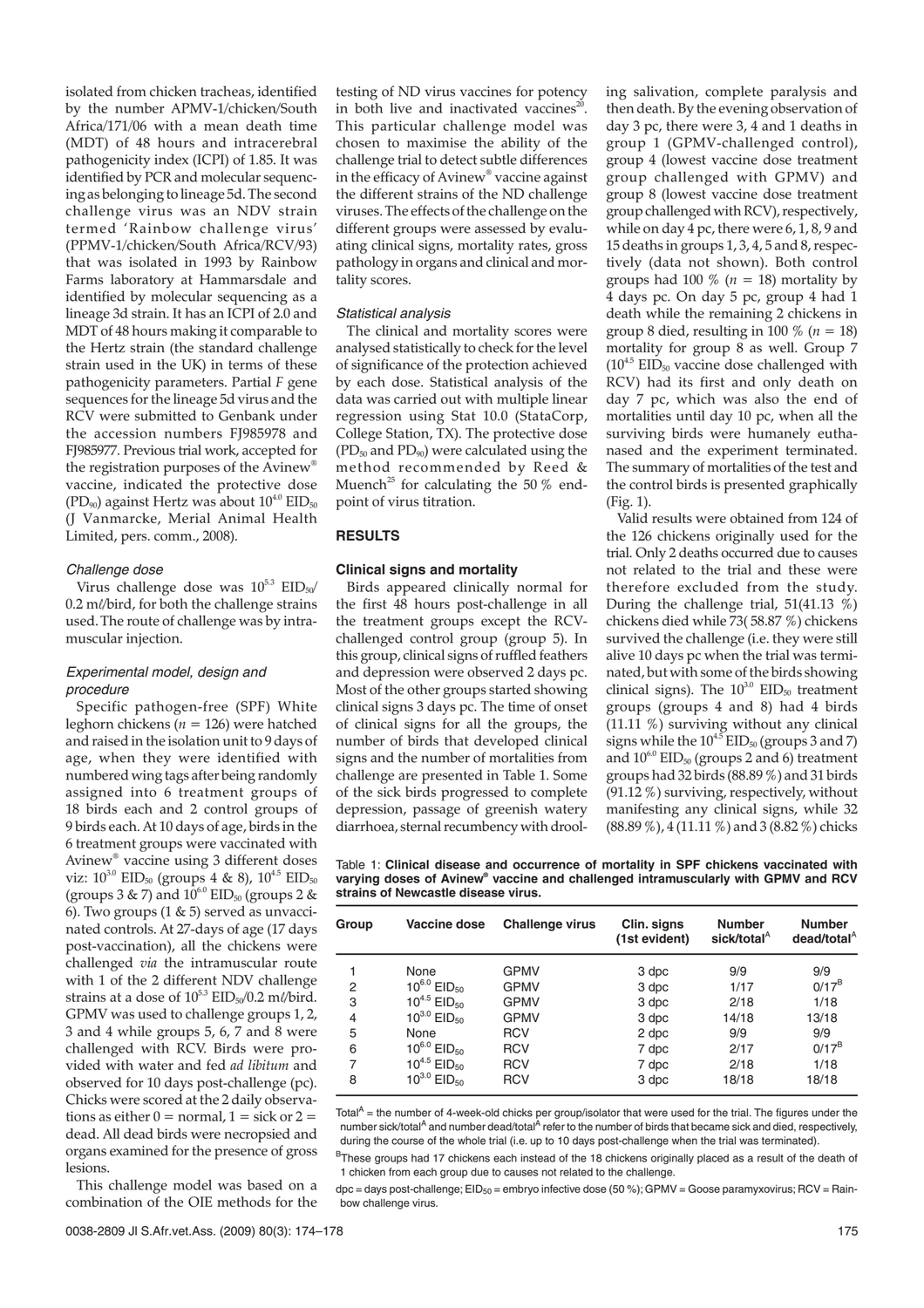isolated from chicken tracheas, identified by the number APMV-1/chicken/South Africa/171/06 with a mean death time (MDT) of 48 hours and intracerebral pathogenicity index (ICPI) of 1.85. It was identified by PCR and molecular sequencing as belonging to lineage 5d. The second challenge virus was an NDV strain termed 'Rainbow challenge virus' (PPMV-1/chicken/South Africa/RCV/93) that was isolated in 1993 by Rainbow Farms laboratory at Hammarsdale and identified by molecular sequencing as a lineage 3d strain. It has an ICPI of 2.0 and MDT of 48 hours making it comparable to the Hertz strain (the standard challenge strain used in the UK) in terms of these pathogenicity parameters. Partial *F* gene sequences for the lineage 5d virus and the RCV were submitted to Genbank under the accession numbers FJ985978 and FJ985977. Previous trial work, accepted for the registration purposes of the Avinew® vaccine, indicated the protective dose ($PD_{90}$) against Hertz was about $10^{4.0}$ $EID_{50}$ (J Vanmarcke, Merial Animal Health Limited, pers. comm., 2008).

### *Challenge dose*

Virus challenge dose was $10^{5.3}$ $EID_{50}$/0.2 mℓ/bird, for both the challenge strains used. The route of challenge was by intramuscular injection.

### *Experimental model, design and procedure*

Specific pathogen-free (SPF) White leghorn chickens ($n = 126$) were hatched and raised in the isolation unit to 9 days of age, when they were identified with numbered wing tags after being randomly assigned into 6 treatment groups of 18 birds each and 2 control groups of 9 birds each. At 10 days of age, birds in the 6 treatment groups were vaccinated with Avinew® vaccine using 3 different doses viz: $10^{3.0}$ $EID_{50}$ (groups 4 & 8), $10^{4.5}$ $EID_{50}$ (groups 3 & 7) and $10^{6.0}$ $EID_{50}$ (groups 2 & 6). Two groups (1 & 5) served as unvaccinated controls. At 27-days of age (17 days post-vaccination), all the chickens were challenged *via* the intramuscular route with 1 of the 2 different NDV challenge strains at a dose of $10^{5.3}$ $EID_{50}$/0.2 mℓ/bird. GPMV was used to challenge groups 1, 2, 3 and 4 while groups 5, 6, 7 and 8 were challenged with RCV. Birds were provided with water and fed *ad libitum* and observed for 10 days post-challenge (pc). Chicks were scored at the 2 daily observations as either 0 = normal, 1 = sick or 2 = dead. All dead birds were necropsied and organs examined for the presence of gross lesions.

This challenge model was based on a combination of the OIE methods for the testing of ND virus vaccines for potency in both live and inactivated vaccines[20]. This particular challenge model was chosen to maximise the ability of the challenge trial to detect subtle differences in the efficacy of Avinew® vaccine against the different strains of the ND challenge viruses. The effects of the challenge on the different groups were assessed by evaluating clinical signs, mortality rates, gross pathology in organs and clinical and mortality scores.

### *Statistical analysis*

The clinical and mortality scores were analysed statistically to check for the level of significance of the protection achieved by each dose. Statistical analysis of the data was carried out with multiple linear regression using Stat 10.0 (StataCorp, College Station, TX). The protective dose ($PD_{50}$ and $PD_{90}$) were calculated using the method recommended by Reed & Muench[25] for calculating the 50 % end-point of virus titration.

## RESULTS

### Clinical signs and mortality

Birds appeared clinically normal for the first 48 hours post-challenge in all the treatment groups except the RCV-challenged control group (group 5). In this group, clinical signs of ruffled feathers and depression were observed 2 days pc. Most of the other groups started showing clinical signs 3 days pc. The time of onset of clinical signs for all the groups, the number of birds that developed clinical signs and the number of mortalities from challenge are presented in Table 1. Some of the sick birds progressed to complete depression, passage of greenish watery diarrhoea, sternal recumbency with drooling salivation, complete paralysis and then death. By the evening observation of day 3 pc, there were 3, 4 and 1 deaths in group 1 (GPMV-challenged control), group 4 (lowest vaccine dose treatment group challenged with GPMV) and group 8 (lowest vaccine dose treatment group challenged with RCV), respectively, while on day 4 pc, there were 6, 1, 8, 9 and 15 deaths in groups 1, 3, 4, 5 and 8, respectively (data not shown). Both control groups had 100 % ($n = 18$) mortality by 4 days pc. On day 5 pc, group 4 had 1 death while the remaining 2 chickens in group 8 died, resulting in 100 % ($n = 18$) mortality for group 8 as well. Group 7 ($10^{4.5}$ $EID_{50}$ vaccine dose challenged with RCV) had its first and only death on day 7 pc, which was also the end of mortalities until day 10 pc, when all the surviving birds were humanely euthanased and the experiment terminated. The summary of mortalities of the test and the control birds is presented graphically (Fig. 1).

Valid results were obtained from 124 of the 126 chickens originally used for the trial. Only 2 deaths occurred due to causes not related to the trial and these were therefore excluded from the study. During the challenge trial, 51(41.13 %) chickens died while 73(58.87 %) chickens survived the challenge (i.e. they were still alive 10 days pc when the trial was terminated, but with some of the birds showing clinical signs). The $10^{3.0}$ $EID_{50}$ treatment groups (groups 4 and 8) had 4 birds (11.11 %) surviving without any clinical signs while the $10^{4.5}$ $EID_{50}$ (groups 3 and 7) and $10^{6.0}$ $EID_{50}$ (groups 2 and 6) treatment groups had 32 birds (88.89 %) and 31 birds (91.12 %) surviving, respectively, without manifesting any clinical signs, while 32 (88.89 %), 4 (11.11 %) and 3 (8.82 %) chicks

Table 1: **Clinical disease and occurrence of mortality in SPF chickens vaccinated with varying doses of Avinew® vaccine and challenged intramuscularly with GPMV and RCV strains of Newcastle disease virus.**

| Group | Vaccine dose | Challenge virus | Clin. signs (1st evident) | Number sick/total[A] | Number dead/total[A] |
|---|---|---|---|---|---|
| 1 | None | GPMV | 3 dpc | 9/9 | 9/9 |
| 2 | $10^{6.0}$ $EID_{50}$ | GPMV | 3 dpc | 1/17 | 0/17[B] |
| 3 | $10^{4.5}$ $EID_{50}$ | GPMV | 3 dpc | 2/18 | 1/18 |
| 4 | $10^{3.0}$ $EID_{50}$ | GPMV | 3 dpc | 14/18 | 13/18 |
| 5 | None | RCV | 2 dpc | 9/9 | 9/9 |
| 6 | $10^{6.0}$ $EID_{50}$ | RCV | 7 dpc | 2/17 | 0/17[B] |
| 7 | $10^{4.5}$ $EID_{50}$ | RCV | 7 dpc | 2/18 | 1/18 |
| 8 | $10^{3.0}$ $EID_{50}$ | RCV | 3 dpc | 18/18 | 18/18 |

Total[A] = the number of 4-week-old chicks per group/isolator that were used for the trial. The figures under the number sick/total[A] and number dead/total[A] refer to the number of birds that became sick and died, respectively, during the course of the whole trial (i.e. up to 10 days post-challenge when the trial was terminated).

[B]These groups had 17 chickens each instead of the 18 chickens originally placed as a result of the death of 1 chicken from each group due to causes not related to the challenge.

dpc = days post-challenge; $EID_{50}$ = embryo infective dose (50 %); GPMV = Goose paramyxovirus; RCV = Rainbow challenge virus.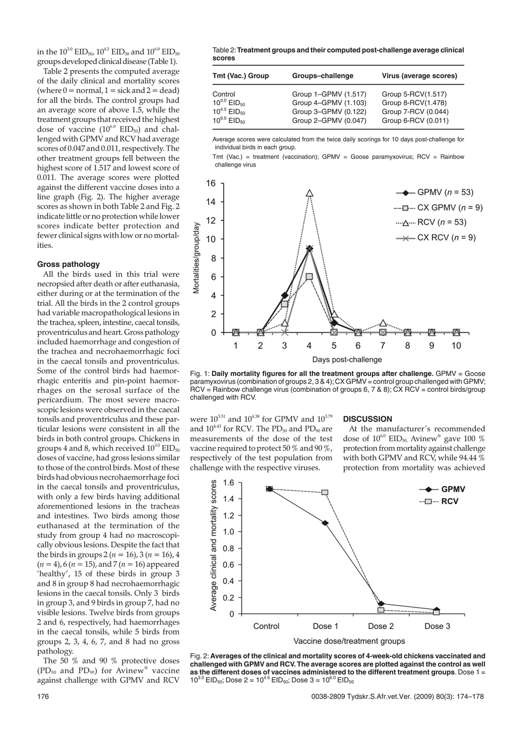in the $10^{3.0}$ $EID_{50}$, $10^{4.5}$ $EID_{50}$ and $10^{6.0}$ $EID_{50}$ groups developed clinical disease (Table 1).

Table 2 presents the computed average of the daily clinical and mortality scores (where 0 = normal, 1 = sick and 2 = dead) for all the birds. The control groups had an average score of above 1.5, while the treatment groups that received the highest dose of vaccine ($10^{6.0}$ $EID_{50}$) and challenged with GPMV and RCV had average scores of 0.047 and 0.011, respectively. The other treatment groups fell between the highest score of 1.517 and lowest score of 0.011. The average scores were plotted against the different vaccine doses into a line graph (Fig. 2). The higher average scores as shown in both Table 2 and Fig. 2 indicate little or no protection while lower scores indicate better protection and fewer clinical signs with low or no mortalities.

### Gross pathology

All the birds used in this trial were necropsied after death or after euthanasia, either during or at the termination of the trial. All the birds in the 2 control groups had variable macropathological lesions in the trachea, spleen, intestine, caecal tonsils, proventriculus and heart. Gross pathology included haemorrhage and congestion of the trachea and necrohaemorrhagic foci in the caecal tonsils and proventriculus. Some of the control birds had haemorrhagic enteritis and pin-point haemorrhages on the serosal surface of the pericardium. The most severe macroscopic lesions were observed in the caecal tonsils and proventriculus and these particular lesions were consistent in all the birds in both control groups. Chickens in groups 4 and 8, which received $10^{3.0}$ $EID_{50}$ doses of vaccine, had gross lesions similar to those of the control birds. Most of these birds had obvious necrohaemorrhage foci in the caecal tonsils and proventriculus, with only a few birds having additional aforementioned lesions in the tracheas and intestines. Two birds among those euthanased at the termination of the study from group 4 had no macroscopically obvious lesions. Despite the fact that the birds in groups 2 ($n = 16$), 3 ($n = 16$), 4 ($n = 4$), 6 ($n = 15$), and 7 ($n = 16$) appeared 'healthy', 15 of these birds in group 3 and 8 in group 8 had necrohaemorrhagic lesions in the caecal tonsils. Only 3 birds in group 3, and 9 birds in group 7, had no visible lesions. Twelve birds from groups 2 and 6, respectively, had haemorrhages in the caecal tonsils, while 5 birds from groups 2, 3, 4, 6, 7, and 8 had no gross pathology.

The 50 % and 90 % protective doses ($PD_{50}$ and $PD_{90}$) for Avinew® vaccine against challenge with GPMV and RCV were $10^{3.51}$ and $10^{4.38}$ for GPMV and $10^{3.79}$ and $10^{4.43}$ for RCV. The $PD_{50}$ and $PD_{90}$ are measurements of the dose of the test vaccine required to protect 50 % and 90 %, respectively of the test population from challenge with the respective viruses.

Table 2: **Treatment groups and their computed post-challenge average clinical scores**

| Tmt (Vac.) Group | Groups–challenge | Virus (average scores) |
|---|---|---|
| Control | Group 1–GPMV (1.517) | Group 5-RCV(1.517) |
| $10^{3.0}$ $EID_{50}$ | Group 4–GPMV (1.103) | Group 8-RCV(1.478) |
| $10^{4.5}$ $EID_{50}$ | Group 3–GPMV (0.122) | Group 7-RCV (0.044) |
| $10^{6.0}$ $EID_{50}$ | Group 2–GPMV (0.047) | Group 6-RCV (0.011) |

Average scores were calculated from the twice daily scorings for 10 days post-challenge for individual birds in each group.

Tmt (Vac.) = treatment (vaccination); GPMV = Goose paramyxovirus; RCV = Rainbow challenge virus

Fig. 1: **Daily mortality figures for all the treatment groups after challenge.** GPMV = Goose paramyxovirus (combination of groups 2, 3 & 4); CX GPMV = control group challenged with GPMV; RCV = Rainbow challenge virus (combination of groups 6, 7 & 8); CX RCV = control birds/group challenged with RCV.

Fig. 2: **Averages of the clinical and mortality scores of 4-week-old chickens vaccinated and challenged with GPMV and RCV. The average scores are plotted against the control as well as the different doses of vaccines administered to the different treatment groups.** Dose 1 = $10^{3.0}$ $EID_{50}$; Dose 2 = $10^{4.5}$ $EID_{50}$; Dose 3 = $10^{6.0}$ $EID_{50}$

## DISCUSSION

At the manufacturer's recommended dose of $10^{6.0}$ $EID_{50}$, Avinew® gave 100 % protection from mortality against challenge with both GPMV and RCV, while 94.44 % protection from mortality was achieved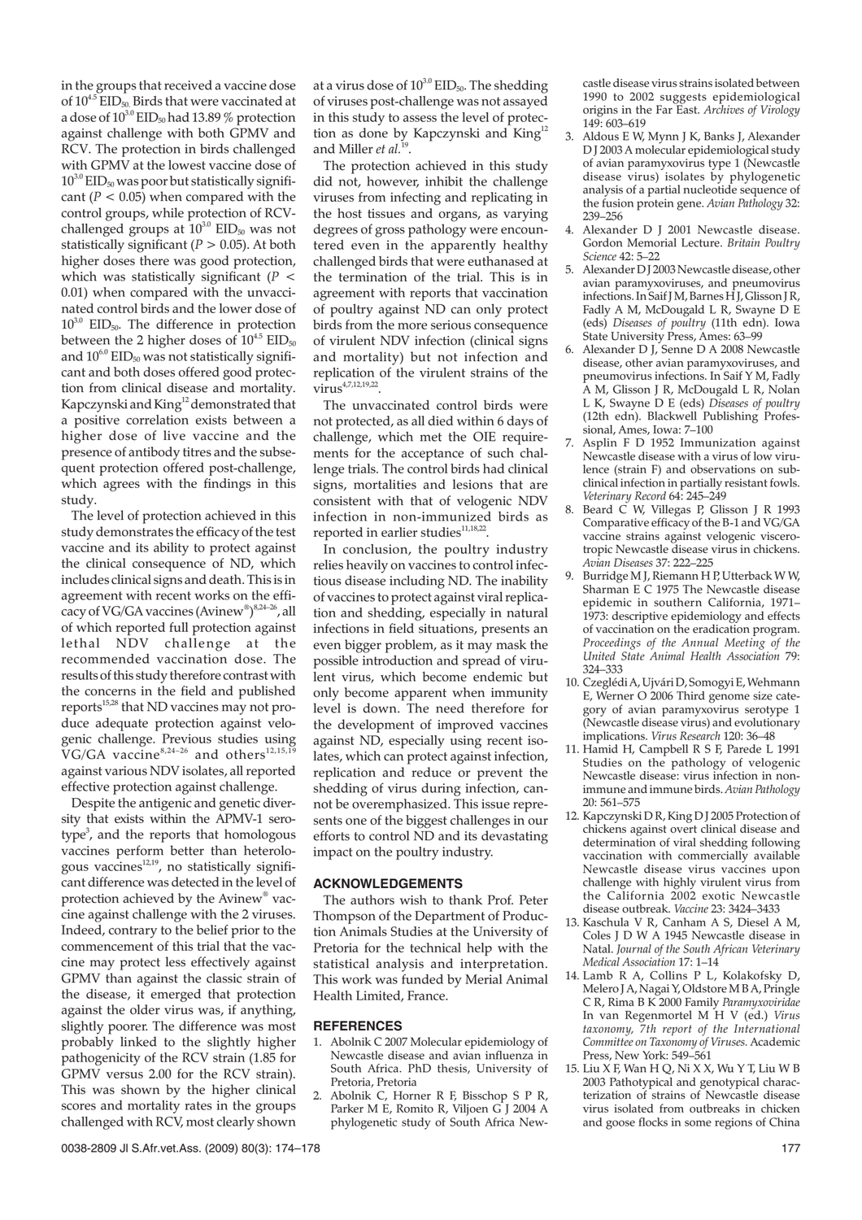in the groups that received a vaccine dose of $10^{4.5}$ $EID_{50}$. Birds that were vaccinated at a dose of $10^{3.0}$ $EID_{50}$ had 13.89 % protection against challenge with both GPMV and RCV. The protection in birds challenged with GPMV at the lowest vaccine dose of $10^{3.0}$ $EID_{50}$ was poor but statistically significant ($P < 0.05$) when compared with the control groups, while protection of RCV-challenged groups at $10^{3.0}$ $EID_{50}$ was not statistically significant ($P > 0.05$). At both higher doses there was good protection, which was statistically significant ($P < 0.01$) when compared with the unvaccinated control birds and the lower dose of $10^{3.0}$ $EID_{50}$. The difference in protection between the 2 higher doses of $10^{4.5}$ $EID_{50}$ and $10^{6.0}$ $EID_{50}$ was not statistically significant and both doses offered good protection from clinical disease and mortality. Kapczynski and King[12] demonstrated that a positive correlation exists between a higher dose of live vaccine and the presence of antibody titres and the subsequent protection offered post-challenge, which agrees with the findings in this study.

The level of protection achieved in this study demonstrates the efficacy of the test vaccine and its ability to protect against the clinical consequence of ND, which includes clinical signs and death. This is in agreement with recent works on the efficacy of VG/GA vaccines (Avinew®)[8,24–26], all of which reported full protection against lethal NDV challenge at the recommended vaccination dose. The results of this study therefore contrast with the concerns in the field and published reports[15,28] that ND vaccines may not produce adequate protection against velogenic challenge. Previous studies using VG/GA vaccine[8,24–26] and others[12,15,19] against various NDV isolates, all reported effective protection against challenge.

Despite the antigenic and genetic diversity that exists within the APMV-1 serotype[3], and the reports that homologous vaccines perform better than heterologous vaccines[12,19], no statistically significant difference was detected in the level of protection achieved by the Avinew® vaccine against challenge with the 2 viruses. Indeed, contrary to the belief prior to the commencement of this trial that the vaccine may protect less effectively against GPMV than against the classic strain of the disease, it emerged that protection against the older virus was, if anything, slightly poorer. The difference was most probably linked to the slightly higher pathogenicity of the RCV strain (1.85 for GPMV versus 2.00 for the RCV strain). This was shown by the higher clinical scores and mortality rates in the groups challenged with RCV, most clearly shown at a virus dose of $10^{3.0}$ $EID_{50}$. The shedding of viruses post-challenge was not assayed in this study to assess the level of protection as done by Kapczynski and King[12] and Miller *et al.*[19].

The protection achieved in this study did not, however, inhibit the challenge viruses from infecting and replicating in the host tissues and organs, as varying degrees of gross pathology were encountered even in the apparently healthy challenged birds that were euthanased at the termination of the trial. This is in agreement with reports that vaccination of poultry against ND can only protect birds from the more serious consequence of virulent NDV infection (clinical signs and mortality) but not infection and replication of the virulent strains of the virus[4,7,12,19,22].

The unvaccinated control birds were not protected, as all died within 6 days of challenge, which met the OIE requirements for the acceptance of such challenge trials. The control birds had clinical signs, mortalities and lesions that are consistent with that of velogenic NDV infection in non-immunized birds as reported in earlier studies[11,18,22].

In conclusion, the poultry industry relies heavily on vaccines to control infectious disease including ND. The inability of vaccines to protect against viral replication and shedding, especially in natural infections in field situations, presents an even bigger problem, as it may mask the possible introduction and spread of virulent virus, which become endemic but only become apparent when immunity level is down. The need therefore for the development of improved vaccines against ND, especially using recent isolates, which can protect against infection, replication and reduce or prevent the shedding of virus during infection, cannot be overemphasized. This issue represents one of the biggest challenges in our efforts to control ND and its devastating impact on the poultry industry.

## ACKNOWLEDGEMENTS

The authors wish to thank Prof. Peter Thompson of the Department of Production Animals Studies at the University of Pretoria for the technical help with the statistical analysis and interpretation. This work was funded by Merial Animal Health Limited, France.

## REFERENCES

1. Abolnik C 2007 Molecular epidemiology of Newcastle disease and avian influenza in South Africa. PhD thesis, University of Pretoria, Pretoria
2. Abolnik C, Horner R F, Bisschop S P R, Parker M E, Romito R, Viljoen G J 2004 A phylogenetic study of South Africa Newcastle disease virus strains isolated between 1990 and 2002 suggests epidemiological origins in the Far East. *Archives of Virology* 149: 603–619
3. Aldous E W, Mynn J K, Banks J, Alexander D J 2003 A molecular epidemiological study of avian paramyxovirus type 1 (Newcastle disease virus) isolates by phylogenetic analysis of a partial nucleotide sequence of the fusion protein gene. *Avian Pathology* 32: 239–256
4. Alexander D J 2001 Newcastle disease. Gordon Memorial Lecture. *Britain Poultry Science* 42: 5–22
5. Alexander D J 2003 Newcastle disease, other avian paramyxoviruses, and pneumovirus infections. In Saif J M, Barnes H J, Glisson J R, Fadly A M, McDougald L R, Swayne D E (eds) *Diseases of poultry* (11th edn). Iowa State University Press, Ames: 63–99
6. Alexander D J, Senne D A 2008 Newcastle disease, other avian paramyxoviruses, and pneumovirus infections. In Saif Y M, Fadly A M, Glisson J R, McDougald L R, Nolan L K, Swayne D E (eds) *Diseases of poultry* (12th edn). Blackwell Publishing Professional, Ames, Iowa: 7–100
7. Asplin F D 1952 Immunization against Newcastle disease with a virus of low virulence (strain F) and observations on subclinical infection in partially resistant fowls. *Veterinary Record* 64: 245–249
8. Beard C W, Villegas P, Glisson J R 1993 Comparative efficacy of the B-1 and VG/GA vaccine strains against velogenic viscerotropic Newcastle disease virus in chickens. *Avian Diseases* 37: 222–225
9. Burridge M J, Riemann H P, Utterback W W, Sharman E C 1975 The Newcastle disease epidemic in southern California, 1971–1973: descriptive epidemiology and effects of vaccination on the eradication program. *Proceedings of the Annual Meeting of the United State Animal Health Association* 79: 324–333
10. Czeglédi A, Ujvári D, Somogyi E, Wehmann E, Werner O 2006 Third genome size category of avian paramyxovirus serotype 1 (Newcastle disease virus) and evolutionary implications. *Virus Research* 120: 36–48
11. Hamid H, Campbell R S F, Parede L 1991 Studies on the pathology of velogenic Newcastle disease: virus infection in non-immune and immune birds. *Avian Pathology* 20: 561–575
12. Kapczynski D R, King D J 2005 Protection of chickens against overt clinical disease and determination of viral shedding following vaccination with commercially available Newcastle disease virus vaccines upon challenge with highly virulent virus from the California 2002 exotic Newcastle disease outbreak. *Vaccine* 23: 3424–3433
13. Kaschula V R, Canham A S, Diesel A M, Coles J D W A 1945 Newcastle disease in Natal. *Journal of the South African Veterinary Medical Association* 17: 1–14
14. Lamb R A, Collins P L, Kolakofsky D, Melero J A, Nagai Y, Oldstore M B A, Pringle C R, Rima B K 2000 Family *Paramyxoviridae* In van Regenmortel M H V (ed.) *Virus taxonomy, 7th report of the International Committee on Taxonomy of Viruses.* Academic Press, New York: 549–561
15. Liu X F, Wan H Q, Ni X X, Wu Y T, Liu W B 2003 Pathotypical and genotypical characterization of strains of Newcastle disease virus isolated from outbreaks in chicken and goose flocks in some regions of China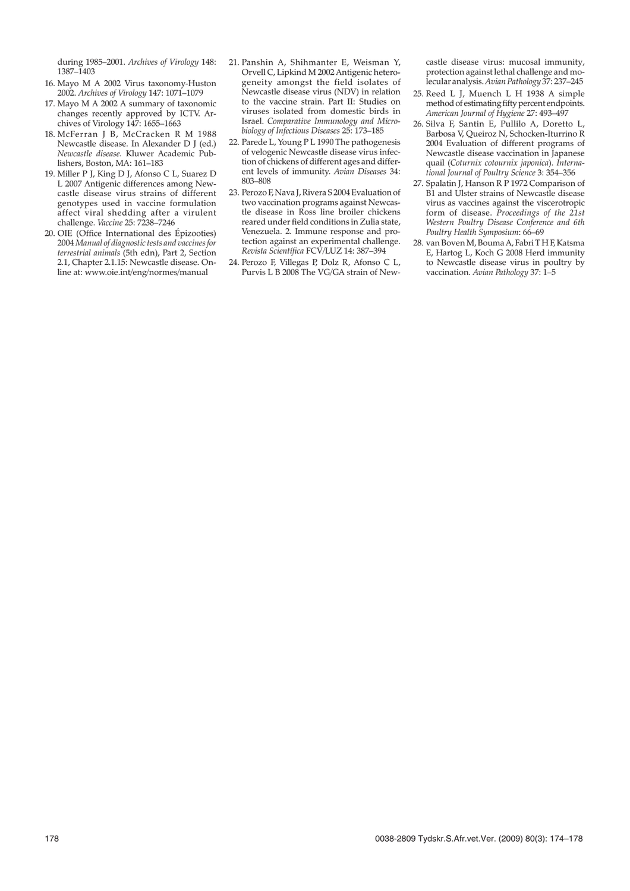during 1985–2001. *Archives of Virology* 148: 1387–1403

16. Mayo M A 2002 Virus taxonomy-Huston 2002. *Archives of Virology* 147: 1071–1079
17. Mayo M A 2002 A summary of taxonomic changes recently approved by ICTV. Archives of Virology 147: 1655–1663
18. McFerran J B, McCracken R M 1988 Newcastle disease. In Alexander D J (ed.) *Newcastle disease.* Kluwer Academic Publishers, Boston, MA: 161–183
19. Miller P J, King D J, Afonso C L, Suarez D L 2007 Antigenic differences among Newcastle disease virus strains of different genotypes used in vaccine formulation affect viral shedding after a virulent challenge. *Vaccine* 25: 7238–7246
20. OIE (Office International des Épizooties) 2004 *Manual of diagnostic tests and vaccines for terrestrial animals* (5th edn), Part 2, Section 2.1, Chapter 2.1.15: Newcastle disease. Online at: www.oie.int/eng/normes/manual
21. Panshin A, Shihmanter E, Weisman Y, Orvell C, Lipkind M 2002 Antigenic heterogeneity amongst the field isolates of Newcastle disease virus (NDV) in relation to the vaccine strain. Part II: Studies on viruses isolated from domestic birds in Israel. *Comparative Immunology and Microbiology of Infectious Diseases* 25: 173–185
22. Parede L, Young P L 1990 The pathogenesis of velogenic Newcastle disease virus infection of chickens of different ages and different levels of immunity. *Avian Diseases* 34: 803–808
23. Perozo F, Nava J, Rivera S 2004 Evaluation of two vaccination programs against Newcastle disease in Ross line broiler chickens reared under field conditions in Zulia state, Venezuela. 2. Immune response and protection against an experimental challenge. *Revista Scientifica* FCV/LUZ 14: 387–394
24. Perozo F, Villegas P, Dolz R, Afonso C L, Purvis L B 2008 The VG/GA strain of Newcastle disease virus: mucosal immunity, protection against lethal challenge and molecular analysis. *Avian Pathology* 37: 237–245
25. Reed L J, Muench L H 1938 A simple method of estimating fifty percent endpoints. *American Journal of Hygiene* 27: 493–497
26. Silva F, Santin E, Pullilo A, Doretto L, Barbosa V, Queiroz N, Schocken-Iturrino R 2004 Evaluation of different programs of Newcastle disease vaccination in Japanese quail (*Coturnix cotournix japonica*). *International Journal of Poultry Science* 3: 354–356
27. Spalatin J, Hanson R P 1972 Comparison of B1 and Ulster strains of Newcastle disease virus as vaccines against the viscerotropic form of disease. *Proceedings of the 21st Western Poultry Disease Conference and 6th Poultry Health Symposium*: 66–69
28. van Boven M, Bouma A, Fabri T H F, Katsma E, Hartog L, Koch G 2008 Herd immunity to Newcastle disease virus in poultry by vaccination. *Avian Pathology* 37: 1–5